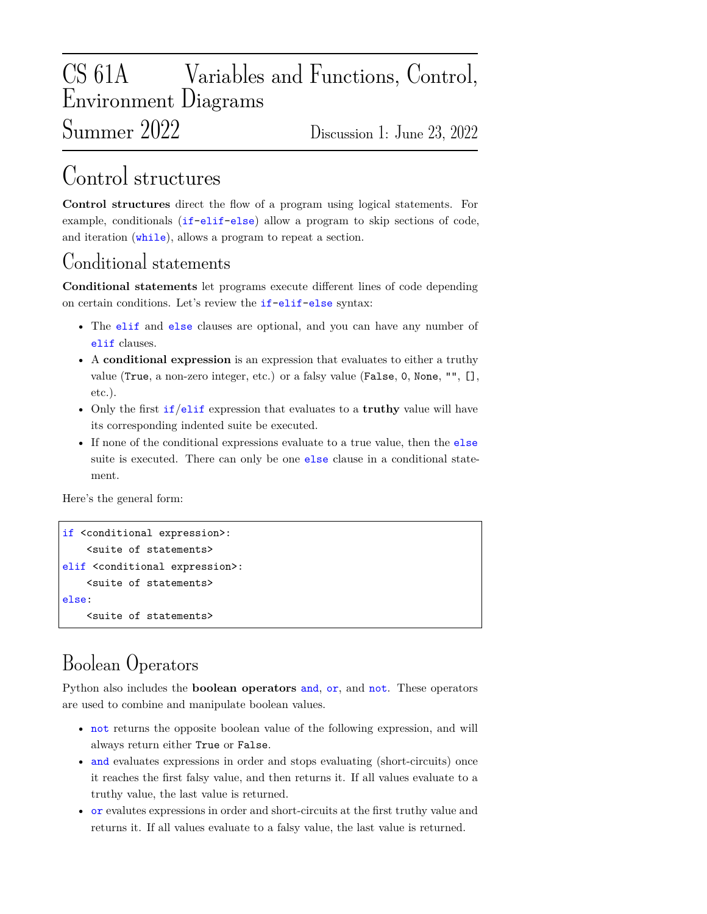# CS 61A Variables and Functions, Control, Environment Diagrams

## Summer 2022 Discussion 1: June 23, 2022

# Control structures

**Control structures** direct the flow of a program using logical statements. For example, conditionals (`if`-`elif`-`else`) allow a program to skip sections of code, and iteration (`while`), allows a program to repeat a section.

## Conditional statements

**Conditional statements** let programs execute different lines of code depending on certain conditions. Let's review the `if`-`elif`-`else` syntax:

- The `elif` and `else` clauses are optional, and you can have any number of `elif` clauses.
- A **conditional expression** is an expression that evaluates to either a truthy value (`True`, a non-zero integer, etc.) or a falsy value (`False`, `0`, `None`, `""`, `[]`, etc.).
- Only the first `if`/`elif` expression that evaluates to a **truthy** value will have its corresponding indented suite be executed.
- If none of the conditional expressions evaluate to a true value, then the `else` suite is executed. There can only be one `else` clause in a conditional statement.

Here's the general form:

```
if <conditional expression>:
    <suite of statements>
elif <conditional expression>:
    <suite of statements>
else:
    <suite of statements>
```

## Boolean Operators

Python also includes the **boolean operators** `and`, `or`, and `not`. These operators are used to combine and manipulate boolean values.

- `not` returns the opposite boolean value of the following expression, and will always return either `True` or `False`.
- `and` evaluates expressions in order and stops evaluating (short-circuits) once it reaches the first falsy value, and then returns it. If all values evaluate to a truthy value, the last value is returned.
- `or` evalutes expressions in order and short-circuits at the first truthy value and returns it. If all values evaluate to a falsy value, the last value is returned.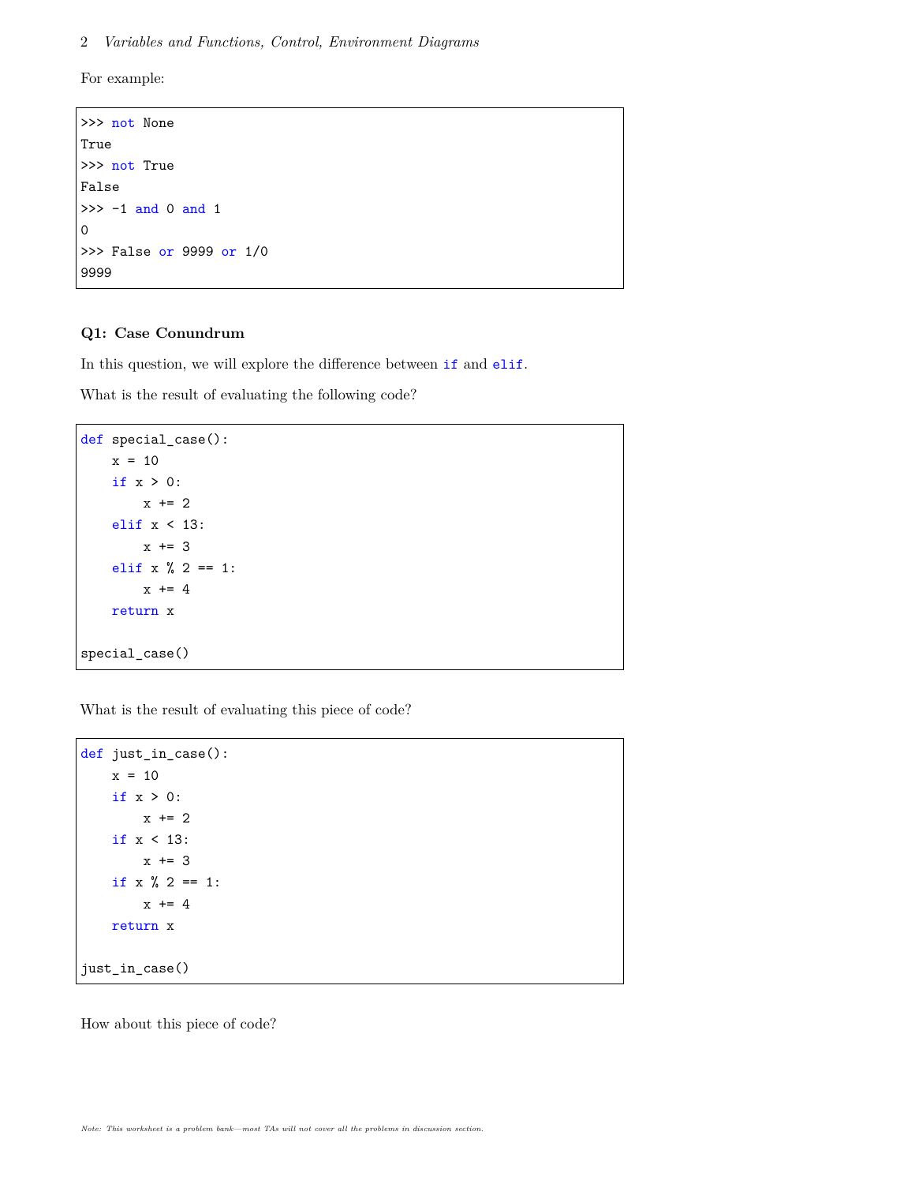For example:

```
>>> not None
True
>>> not True
False
>>> -1 and 0 and 1
0
>>> False or 9999 or 1/0
9999
```

### Q1: Case Conundrum

In this question, we will explore the difference between `if` and `elif`.

What is the result of evaluating the following code?

```
def special_case():
    x = 10
    if x > 0:
        x += 2
    elif x < 13:
        x += 3
    elif x % 2 == 1:
        x += 4
    return x

special_case()
```

What is the result of evaluating this piece of code?

```
def just_in_case():
    x = 10
    if x > 0:
        x += 2
    if x < 13:
        x += 3
    if x % 2 == 1:
        x += 4
    return x

just_in_case()
```

How about this piece of code?

*Note: This worksheet is a problem bank—most TAs will not cover all the problems in discussion section.*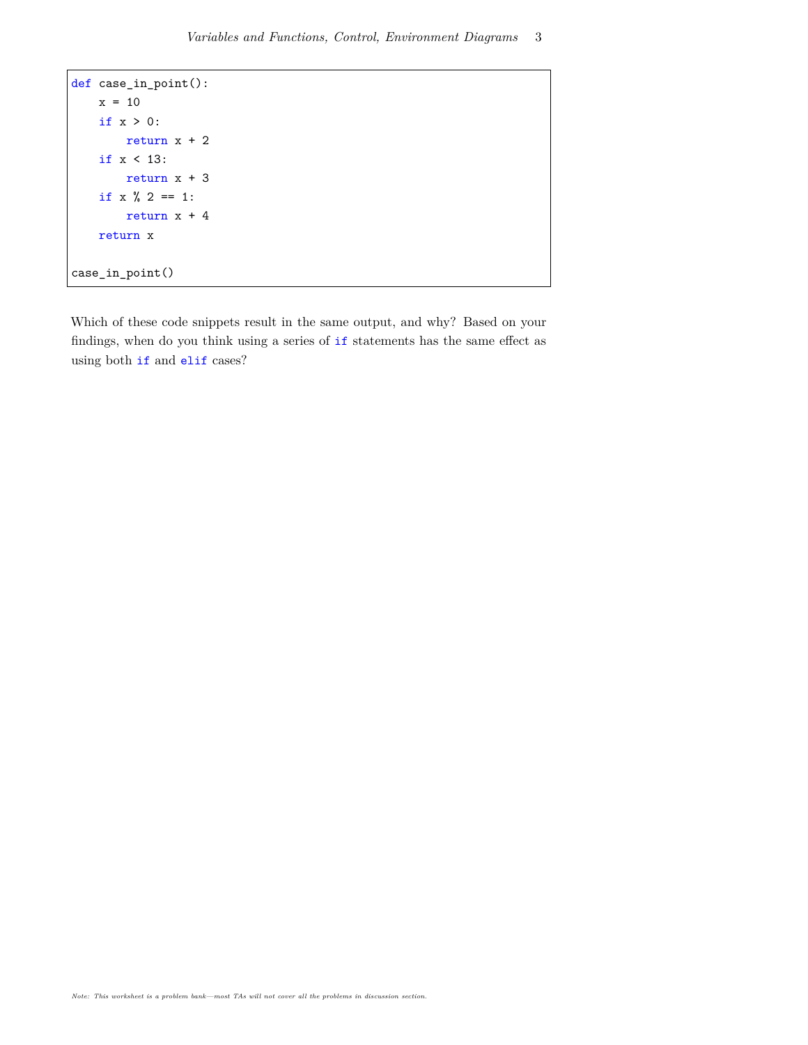```python
def case_in_point():
    x = 10
    if x > 0:
        return x + 2
    if x < 13:
        return x + 3
    if x % 2 == 1:
        return x + 4
    return x

case_in_point()
```

Which of these code snippets result in the same output, and why? Based on your findings, when do you think using a series of `if` statements has the same effect as using both `if` and `elif` cases?

*Note: This worksheet is a problem bank—most TAs will not cover all the problems in discussion section.*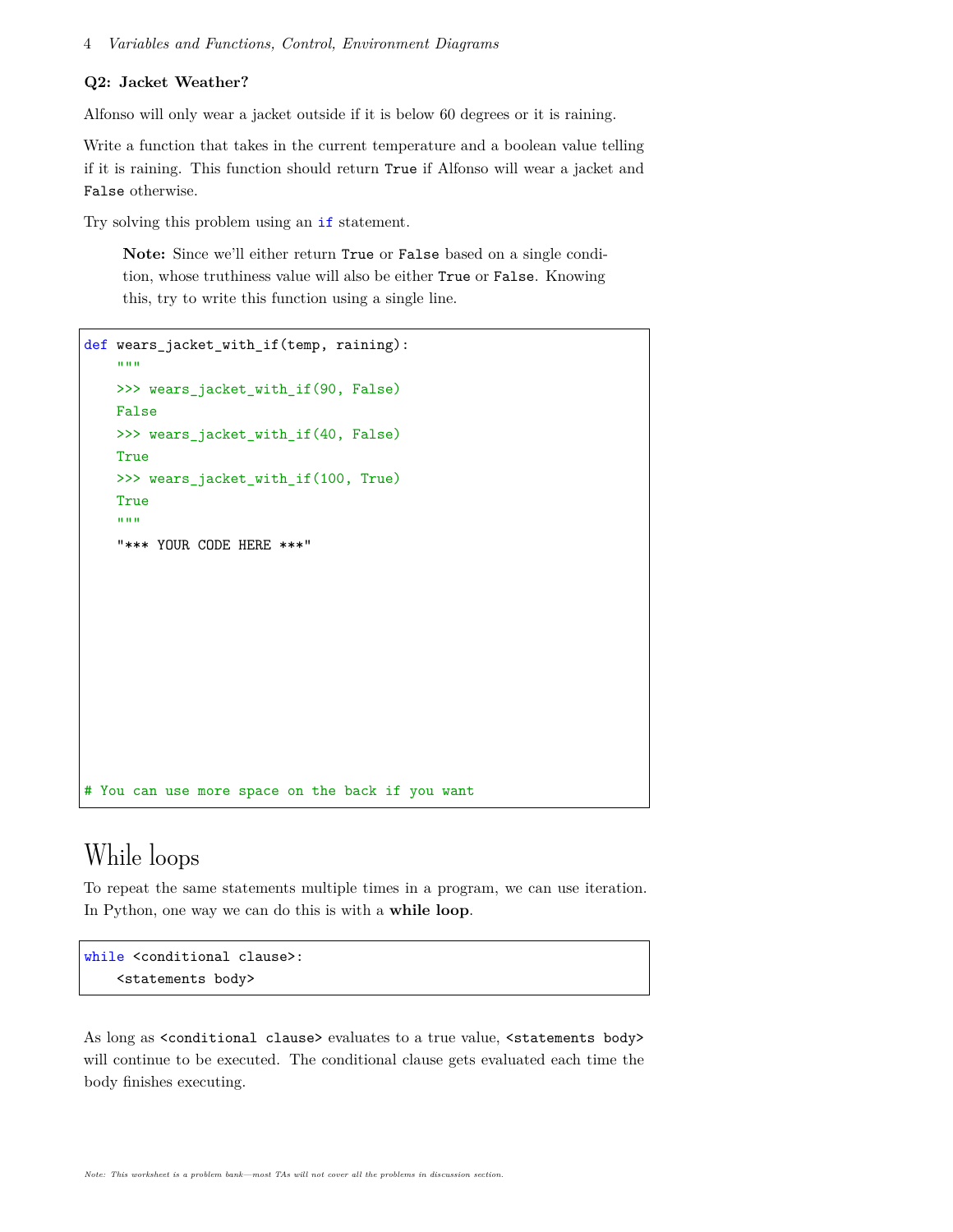### Q2: Jacket Weather?

Alfonso will only wear a jacket outside if it is below 60 degrees or it is raining.

Write a function that takes in the current temperature and a boolean value telling if it is raining. This function should return `True` if Alfonso will wear a jacket and `False` otherwise.

Try solving this problem using an `if` statement.

> **Note:** Since we'll either return `True` or `False` based on a single condition, whose truthiness value will also be either `True` or `False`. Knowing this, try to write this function using a single line.

```
def wears_jacket_with_if(temp, raining):
    """
    >>> wears_jacket_with_if(90, False)
    False
    >>> wears_jacket_with_if(40, False)
    True
    >>> wears_jacket_with_if(100, True)
    True
    """
    "*** YOUR CODE HERE ***"









# You can use more space on the back if you want
```

## While loops

To repeat the same statements multiple times in a program, we can use iteration. In Python, one way we can do this is with a **while loop**.

```
while <conditional clause>:
    <statements body>
```

As long as `<conditional clause>` evaluates to a true value, `<statements body>` will continue to be executed. The conditional clause gets evaluated each time the body finishes executing.

*Note: This worksheet is a problem bank—most TAs will not cover all the problems in discussion section.*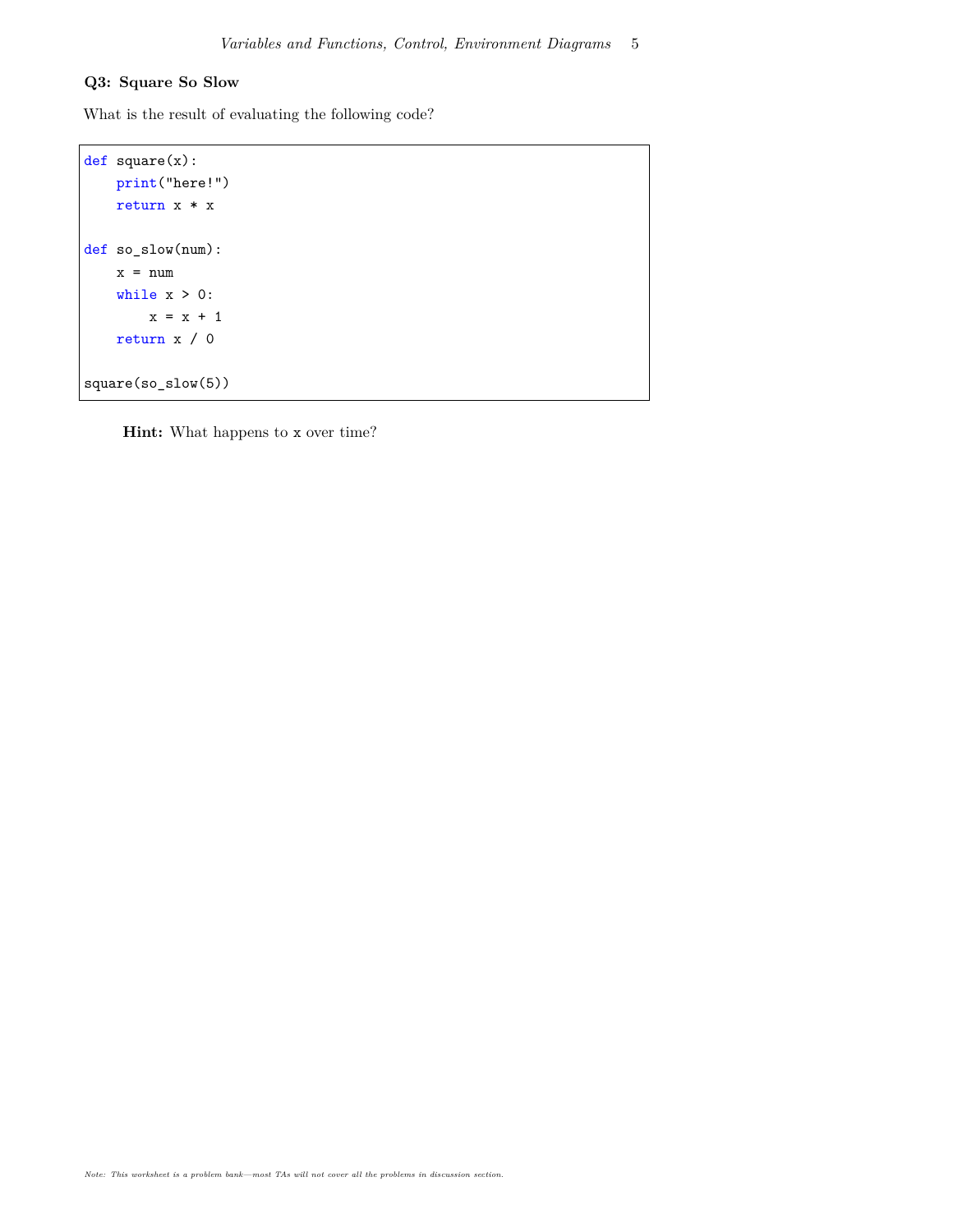### Q3: Square So Slow

What is the result of evaluating the following code?

```
def square(x):
    print("here!")
    return x * x

def so_slow(num):
    x = num
    while x > 0:
        x = x + 1
    return x / 0

square(so_slow(5))
```

> **Hint:** What happens to `x` over time?

*Note: This worksheet is a problem bank—most TAs will not cover all the problems in discussion section.*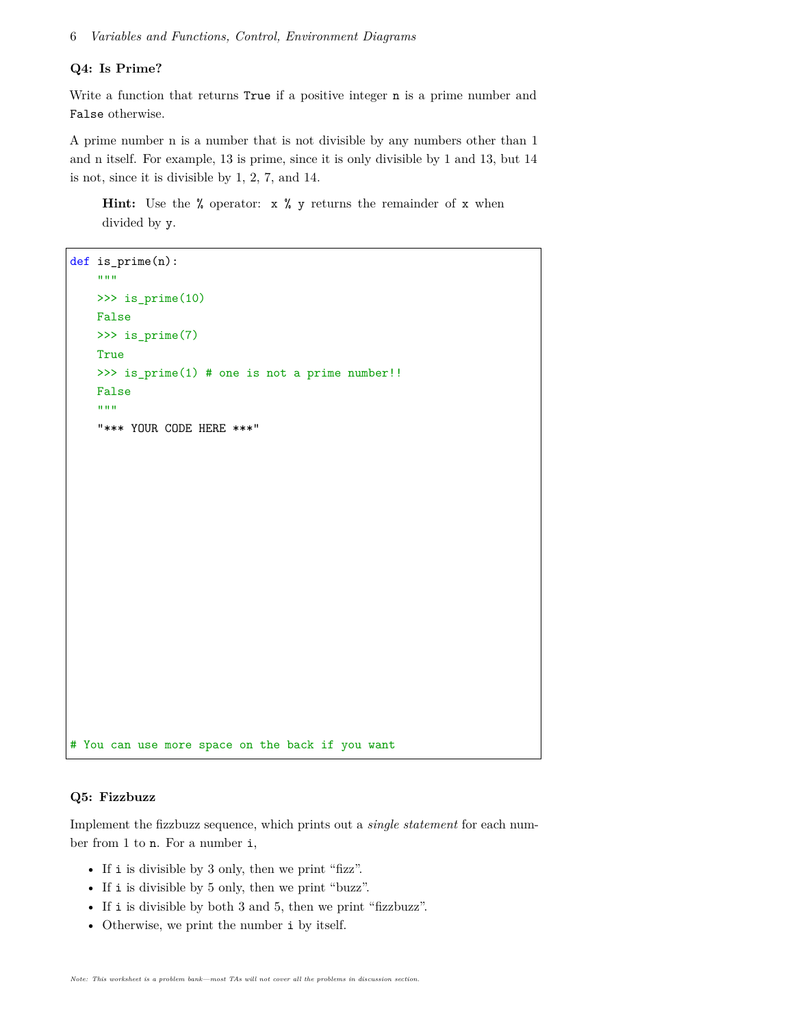### Q4: Is Prime?

Write a function that returns `True` if a positive integer `n` is a prime number and `False` otherwise.

A prime number n is a number that is not divisible by any numbers other than 1 and n itself. For example, 13 is prime, since it is only divisible by 1 and 13, but 14 is not, since it is divisible by 1, 2, 7, and 14.

> **Hint:** Use the `%` operator: `x % y` returns the remainder of `x` when divided by `y`.

```
def is_prime(n):
    """
    >>> is_prime(10)
    False
    >>> is_prime(7)
    True
    >>> is_prime(1) # one is not a prime number!!
    False
    """
    "*** YOUR CODE HERE ***"















# You can use more space on the back if you want
```

### Q5: Fizzbuzz

Implement the fizzbuzz sequence, which prints out a *single statement* for each number from 1 to `n`. For a number `i`,

- If `i` is divisible by 3 only, then we print "fizz".
- If `i` is divisible by 5 only, then we print "buzz".
- If `i` is divisible by both 3 and 5, then we print "fizzbuzz".
- Otherwise, we print the number `i` by itself.

*Note: This worksheet is a problem bank—most TAs will not cover all the problems in discussion section.*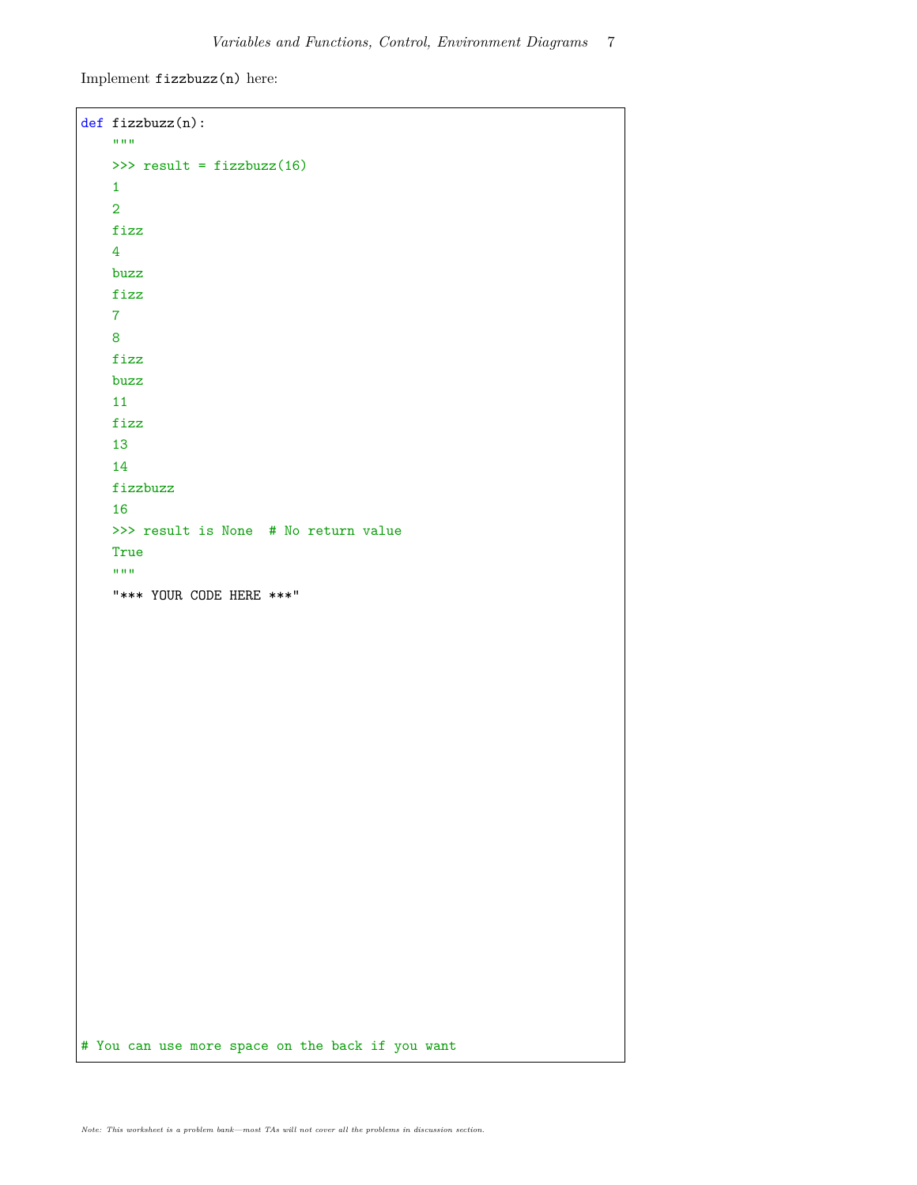Implement `fizzbuzz(n)` here:

```python
def fizzbuzz(n):
    """
    >>> result = fizzbuzz(16)
    1
    2
    fizz
    4
    buzz
    fizz
    7
    8
    fizz
    buzz
    11
    fizz
    13
    14
    fizzbuzz
    16
    >>> result is None  # No return value
    True
    """
    "*** YOUR CODE HERE ***"

# You can use more space on the back if you want
```

*Note: This worksheet is a problem bank—most TAs will not cover all the problems in discussion section.*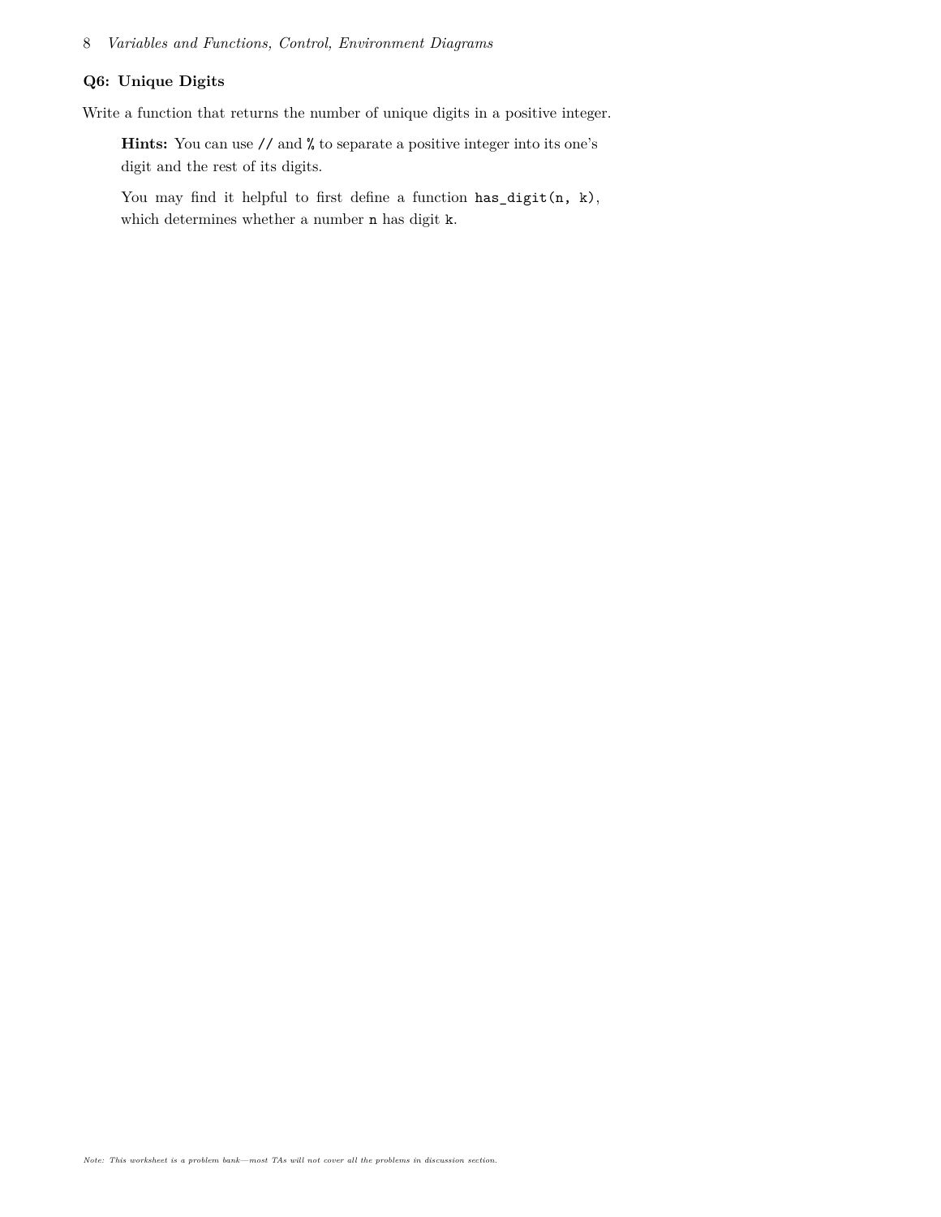### Q6: Unique Digits

Write a function that returns the number of unique digits in a positive integer.

> **Hints:** You can use `//` and `%` to separate a positive integer into its one's digit and the rest of its digits.
>
> You may find it helpful to first define a function `has_digit(n, k)`, which determines whether a number `n` has digit `k`.

*Note: This worksheet is a problem bank—most TAs will not cover all the problems in discussion section.*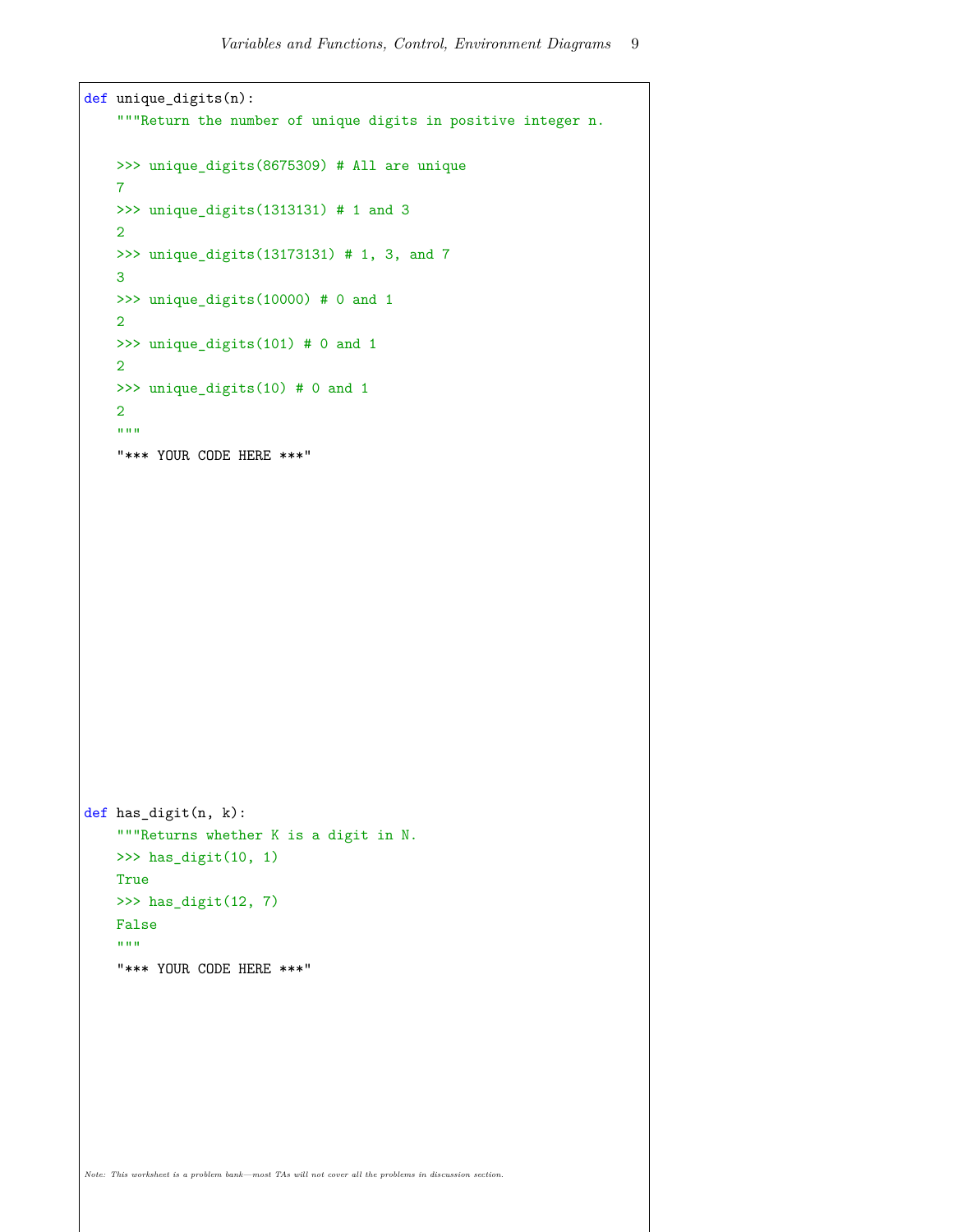```python
def unique_digits(n):
    """Return the number of unique digits in positive integer n.

    >>> unique_digits(8675309) # All are unique
    7
    >>> unique_digits(1313131) # 1 and 3
    2
    >>> unique_digits(13173131) # 1, 3, and 7
    3
    >>> unique_digits(10000) # 0 and 1
    2
    >>> unique_digits(101) # 0 and 1
    2
    >>> unique_digits(10) # 0 and 1
    2
    """
    "*** YOUR CODE HERE ***"
```

```python
def has_digit(n, k):
    """Returns whether K is a digit in N.
    >>> has_digit(10, 1)
    True
    >>> has_digit(12, 7)
    False
    """
    "*** YOUR CODE HERE ***"
```

*Note: This worksheet is a problem bank—most TAs will not cover all the problems in discussion section.*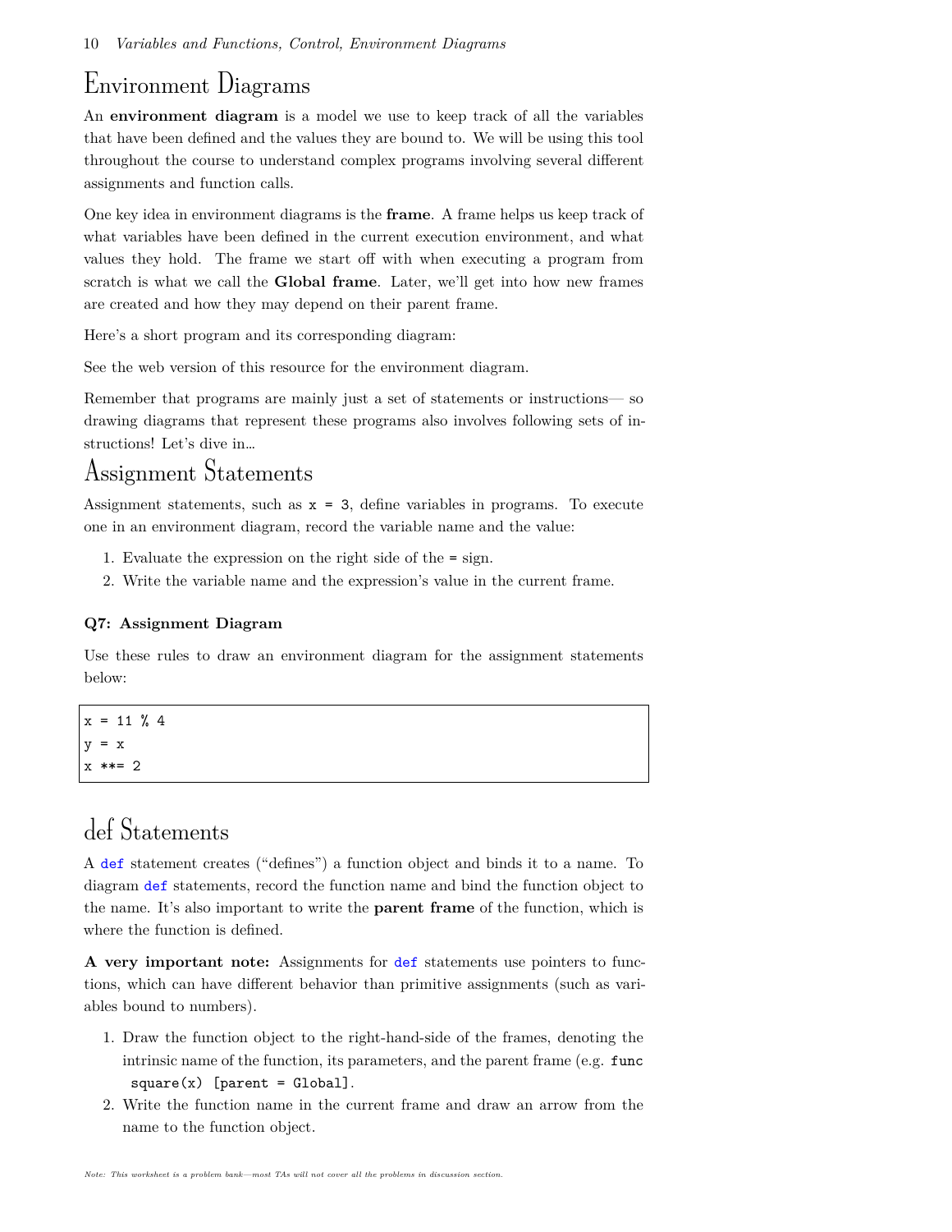# Environment Diagrams

An **environment diagram** is a model we use to keep track of all the variables that have been defined and the values they are bound to. We will be using this tool throughout the course to understand complex programs involving several different assignments and function calls.

One key idea in environment diagrams is the **frame**. A frame helps us keep track of what variables have been defined in the current execution environment, and what values they hold. The frame we start off with when executing a program from scratch is what we call the **Global frame**. Later, we'll get into how new frames are created and how they may depend on their parent frame.

Here's a short program and its corresponding diagram:

See the web version of this resource for the environment diagram.

Remember that programs are mainly just a set of statements or instructions— so drawing diagrams that represent these programs also involves following sets of instructions! Let's dive in…

# Assignment Statements

Assignment statements, such as `x = 3`, define variables in programs. To execute one in an environment diagram, record the variable name and the value:

1. Evaluate the expression on the right side of the `=` sign.
2. Write the variable name and the expression's value in the current frame.

### Q7: Assignment Diagram

Use these rules to draw an environment diagram for the assignment statements below:

```
x = 11 % 4
y = x
x **= 2
```

# def Statements

A `def` statement creates ("defines") a function object and binds it to a name. To diagram `def` statements, record the function name and bind the function object to the name. It's also important to write the **parent frame** of the function, which is where the function is defined.

**A very important note:** Assignments for `def` statements use pointers to functions, which can have different behavior than primitive assignments (such as variables bound to numbers).

1. Draw the function object to the right-hand-side of the frames, denoting the intrinsic name of the function, its parameters, and the parent frame (e.g. `func square(x) [parent = Global]`.
2. Write the function name in the current frame and draw an arrow from the name to the function object.

*Note: This worksheet is a problem bank—most TAs will not cover all the problems in discussion section.*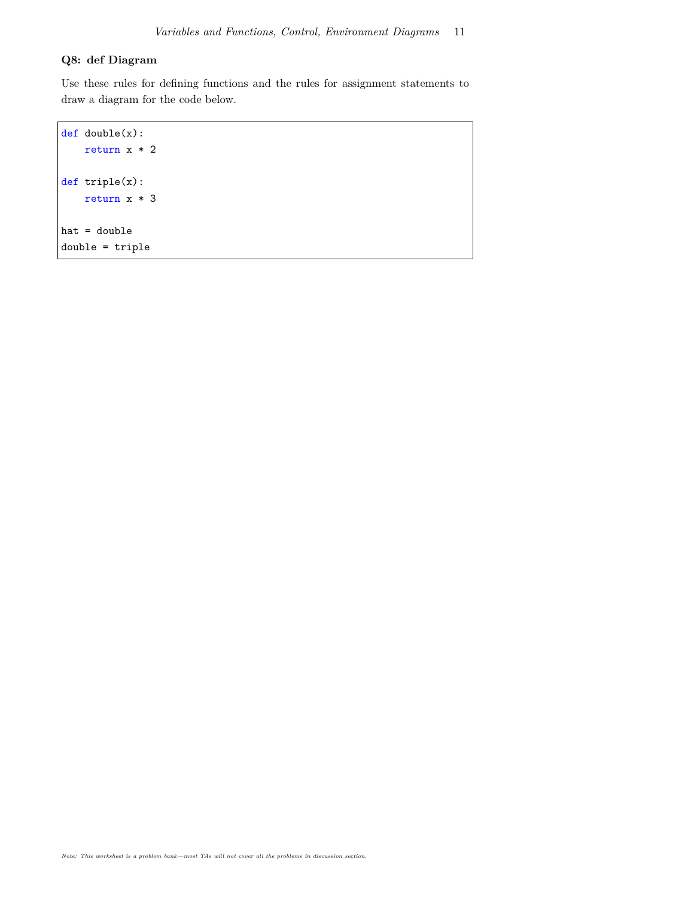### Q8: def Diagram

Use these rules for defining functions and the rules for assignment statements to draw a diagram for the code below.

```
def double(x):
    return x * 2

def triple(x):
    return x * 3

hat = double
double = triple
```

*Note: This worksheet is a problem bank—most TAs will not cover all the problems in discussion section.*